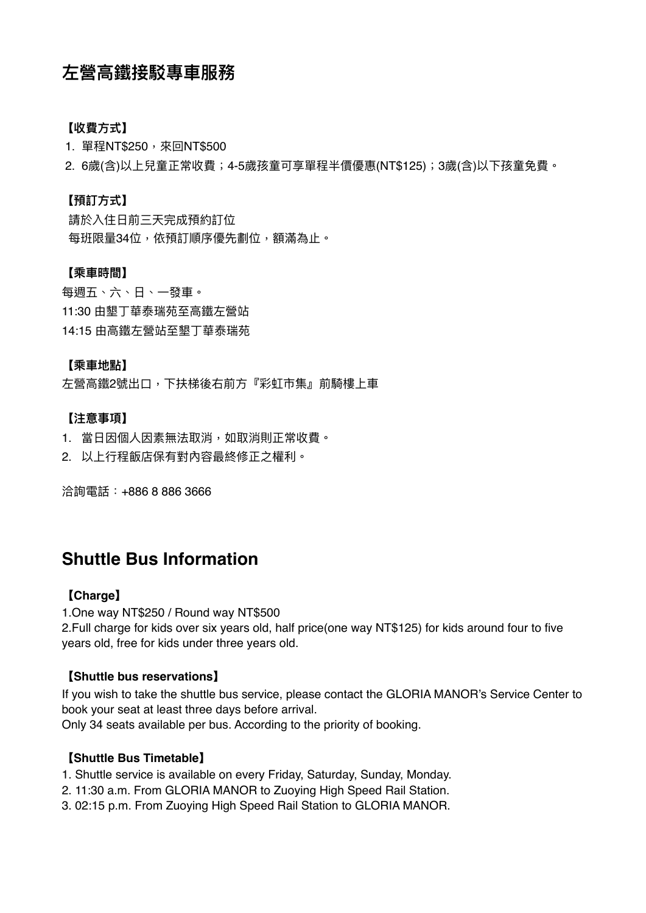## 左營高鐵接駁專車服務

**【收費方式】**

1. 單程NT$250，來回NT$500
2. 6歲(含)以上兒童正常收費；4-5歲孩童可享單程半價優惠(NT$125)；3歲(含)以下孩童免費。

**【預訂方式】**

請於入住日前三天完成預約訂位
每班限量34位，依預訂順序優先劃位，額滿為止。

**【乘車時間】**

每週五、六、日、一發車。
11:30 由墾丁華泰瑞苑至高鐵左營站
14:15 由高鐵左營站至墾丁華泰瑞苑

**【乘車地點】**

左營高鐵2號出口，下扶梯後右前方『彩虹市集』前騎樓上車

**【注意事項】**

1. 當日因個人因素無法取消，如取消則正常收費。
2. 以上行程飯店保有對內容最終修正之權利。

洽詢電話：+886 8 886 3666

## Shuttle Bus Information

**【Charge】**

1.One way NT$250 / Round way NT$500
2.Full charge for kids over six years old, half price(one way NT$125) for kids around four to five years old, free for kids under three years old.

**【Shuttle bus reservations】**

If you wish to take the shuttle bus service, please contact the GLORIA MANOR's Service Center to book your seat at least three days before arrival.
Only 34 seats available per bus. According to the priority of booking.

**【Shuttle Bus Timetable】**

1. Shuttle service is available on every Friday, Saturday, Sunday, Monday.
2. 11:30 a.m. From GLORIA MANOR to Zuoying High Speed Rail Station.
3. 02:15 p.m. From Zuoying High Speed Rail Station to GLORIA MANOR.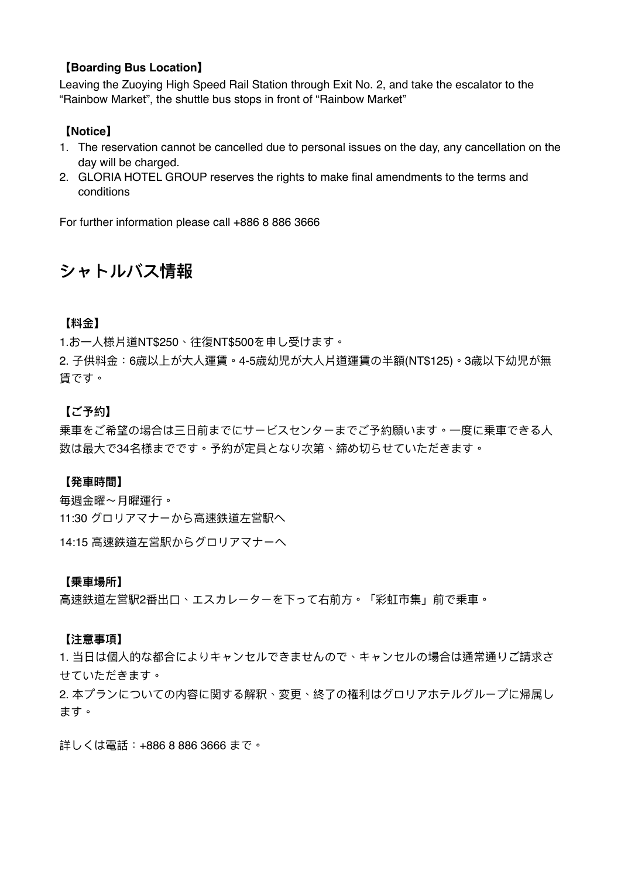**【Boarding Bus Location】**
Leaving the Zuoying High Speed Rail Station through Exit No. 2, and take the escalator to the "Rainbow Market", the shuttle bus stops in front of "Rainbow Market"

**【Notice】**
1. The reservation cannot be cancelled due to personal issues on the day, any cancellation on the day will be charged.
2. GLORIA HOTEL GROUP reserves the rights to make final amendments to the terms and conditions

For further information please call +886 8 886 3666

## シャトルバス情報

**【料金】**

1.お一人様片道NT$250、往復NT$500を申し受けます。

2. 子供料金：6歳以上が大人運賃。4-5歳幼児が大人片道運賃の半額(NT$125)。3歳以下幼児が無賃です。

**【ご予約】**

乗車をご希望の場合は三日前までにサービスセンターまでご予約願います。一度に乗車できる人数は最大で34名様までです。予約が定員となり次第、締め切らせていただきます。

**【発車時間】**

毎週金曜～月曜運行。

11:30 グロリアマナーから高速鉄道左営駅へ

14:15 高速鉄道左営駅からグロリアマナーへ

**【乗車場所】**

高速鉄道左営駅2番出口、エスカレーターを下って右前方。「彩虹市集」前で乗車。

**【注意事項】**

1. 当日は個人的な都合によりキャンセルできませんので、キャンセルの場合は通常通りご請求させていただきます。

2. 本プランについての内容に関する解釈、変更、終了の権利はグロリアホテルグループに帰属します。

詳しくは電話：+886 8 886 3666 まで。